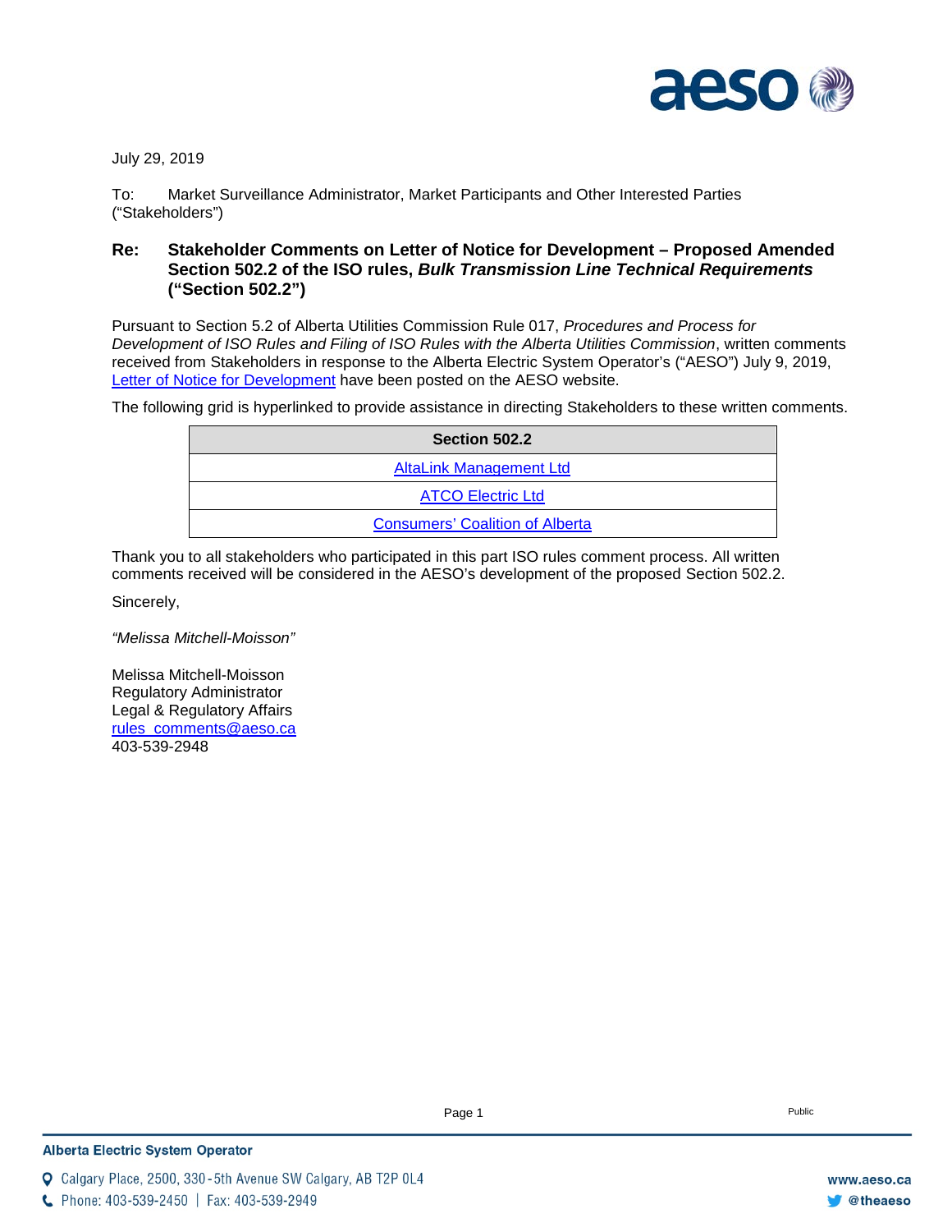July 29, 2019

To: Market Surveillance Administrator, Market Participants and Other Interested Parties ("Stakeholders")

**Re: Stakeholder Comments on Letter of Notice for Development – Proposed Amended Section 502.2 of the ISO rules, *Bulk Transmission Line Technical Requirements* ("Section 502.2")**

Pursuant to Section 5.2 of Alberta Utilities Commission Rule 017, *Procedures and Process for Development of ISO Rules and Filing of ISO Rules with the Alberta Utilities Commission*, written comments received from Stakeholders in response to the Alberta Electric System Operator's ("AESO") July 9, 2019, Letter of Notice for Development have been posted on the AESO website.

The following grid is hyperlinked to provide assistance in directing Stakeholders to these written comments.

| Section 502.2 |
| --- |
| AltaLink Management Ltd |
| ATCO Electric Ltd |
| Consumers' Coalition of Alberta |

Thank you to all stakeholders who participated in this part ISO rules comment process. All written comments received will be considered in the AESO's development of the proposed Section 502.2.

Sincerely,

*"Melissa Mitchell-Moisson"*

Melissa Mitchell-Moisson
Regulatory Administrator
Legal & Regulatory Affairs
rules_comments@aeso.ca
403-539-2948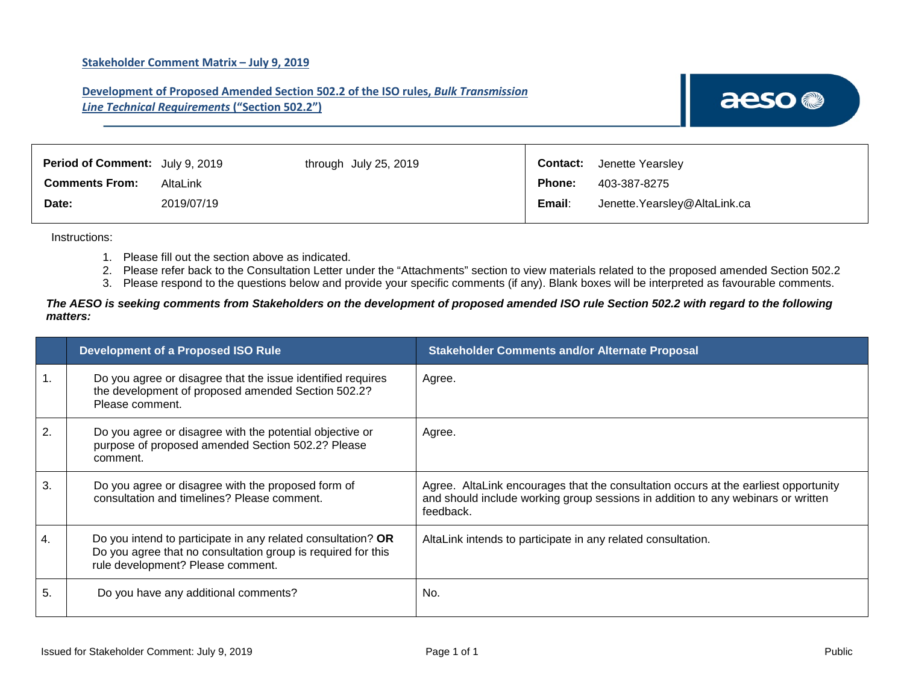**Stakeholder Comment Matrix – July 9, 2019**

**Development of Proposed Amended Section 502.2 of the ISO rules, *Bulk Transmission Line Technical Requirements* ("Section 502.2")**

| | | | |
|---|---|---|---|
| **Period of Comment:** | July 9, 2019 through July 25, 2019 | **Contact:** | Jenette Yearsley |
| **Comments From:** | AltaLink | **Phone:** | 403-387-8275 |
| **Date:** | 2019/07/19 | **Email:** | Jenette.Yearsley@AltaLink.ca |

Instructions:

1. Please fill out the section above as indicated.
2. Please refer back to the Consultation Letter under the "Attachments" section to view materials related to the proposed amended Section 502.2
3. Please respond to the questions below and provide your specific comments (if any). Blank boxes will be interpreted as favourable comments.

***The AESO is seeking comments from Stakeholders on the development of proposed amended ISO rule Section 502.2 with regard to the following matters:***

| | Development of a Proposed ISO Rule | Stakeholder Comments and/or Alternate Proposal |
|---|---|---|
| 1. | Do you agree or disagree that the issue identified requires the development of proposed amended Section 502.2? Please comment. | Agree. |
| 2. | Do you agree or disagree with the potential objective or purpose of proposed amended Section 502.2? Please comment. | Agree. |
| 3. | Do you agree or disagree with the proposed form of consultation and timelines? Please comment. | Agree. AltaLink encourages that the consultation occurs at the earliest opportunity and should include working group sessions in addition to any webinars or written feedback. |
| 4. | Do you intend to participate in any related consultation? **OR** Do you agree that no consultation group is required for this rule development? Please comment. | AltaLink intends to participate in any related consultation. |
| 5. | Do you have any additional comments? | No. |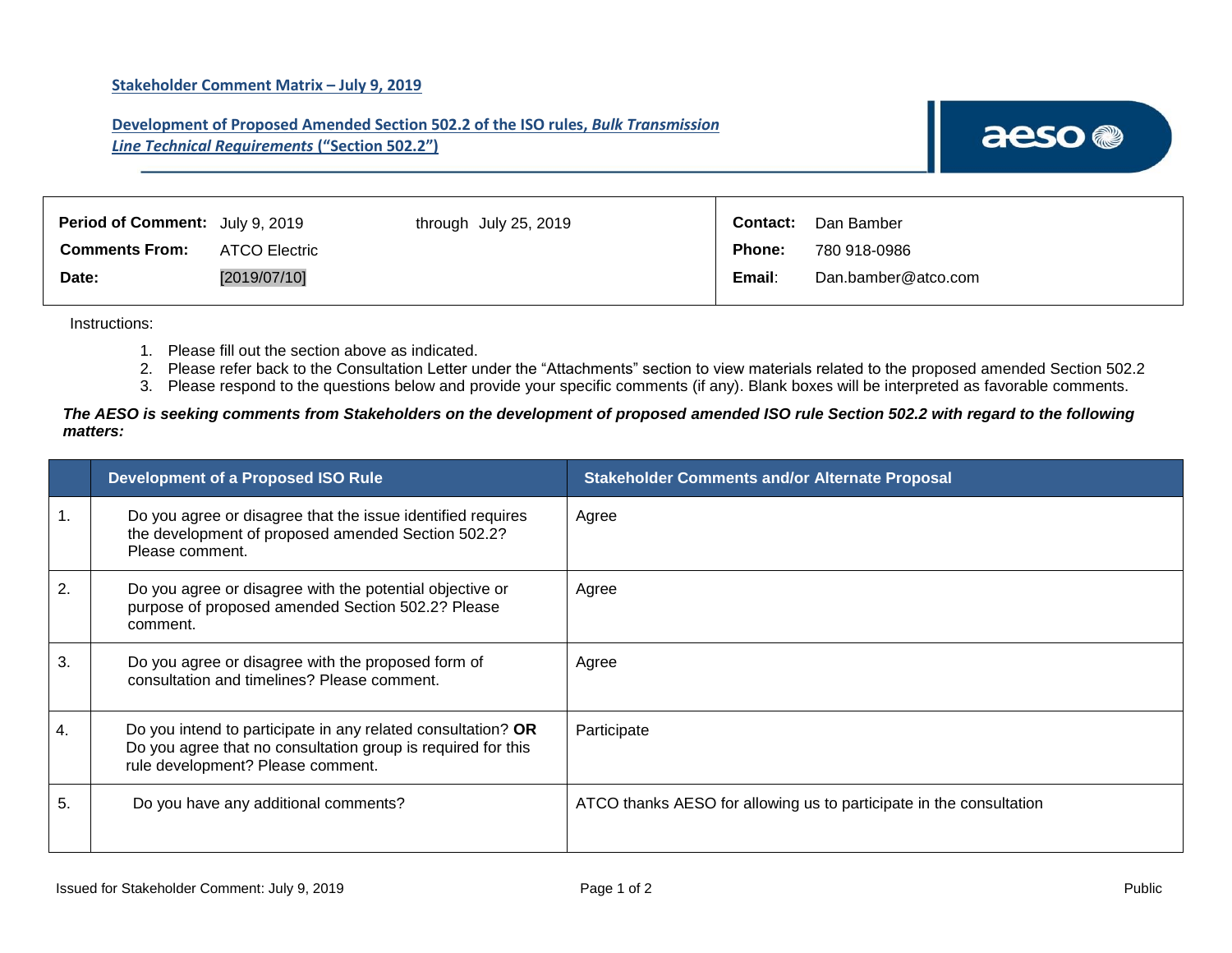**Stakeholder Comment Matrix – July 9, 2019**

**Development of Proposed Amended Section 502.2 of the ISO rules, *Bulk Transmission Line Technical Requirements* (“Section 502.2”)**

| | | | |
|---|---|---|---|
| **Period of Comment:** | July 9, 2019 through July 25, 2019 | **Contact:** | Dan Bamber |
| **Comments From:** | ATCO Electric | **Phone:** | 780 918-0986 |
| **Date:** | [2019/07/10] | **Email:** | Dan.bamber@atco.com |

Instructions:

1. Please fill out the section above as indicated.
2. Please refer back to the Consultation Letter under the “Attachments” section to view materials related to the proposed amended Section 502.2
3. Please respond to the questions below and provide your specific comments (if any). Blank boxes will be interpreted as favorable comments.

***The AESO is seeking comments from Stakeholders on the development of proposed amended ISO rule Section 502.2 with regard to the following matters:***

| | Development of a Proposed ISO Rule | Stakeholder Comments and/or Alternate Proposal |
|---|---|---|
| 1. | Do you agree or disagree that the issue identified requires the development of proposed amended Section 502.2? Please comment. | Agree |
| 2. | Do you agree or disagree with the potential objective or purpose of proposed amended Section 502.2? Please comment. | Agree |
| 3. | Do you agree or disagree with the proposed form of consultation and timelines? Please comment. | Agree |
| 4. | Do you intend to participate in any related consultation? **OR** Do you agree that no consultation group is required for this rule development? Please comment. | Participate |
| 5. | Do you have any additional comments? | ATCO thanks AESO for allowing us to participate in the consultation |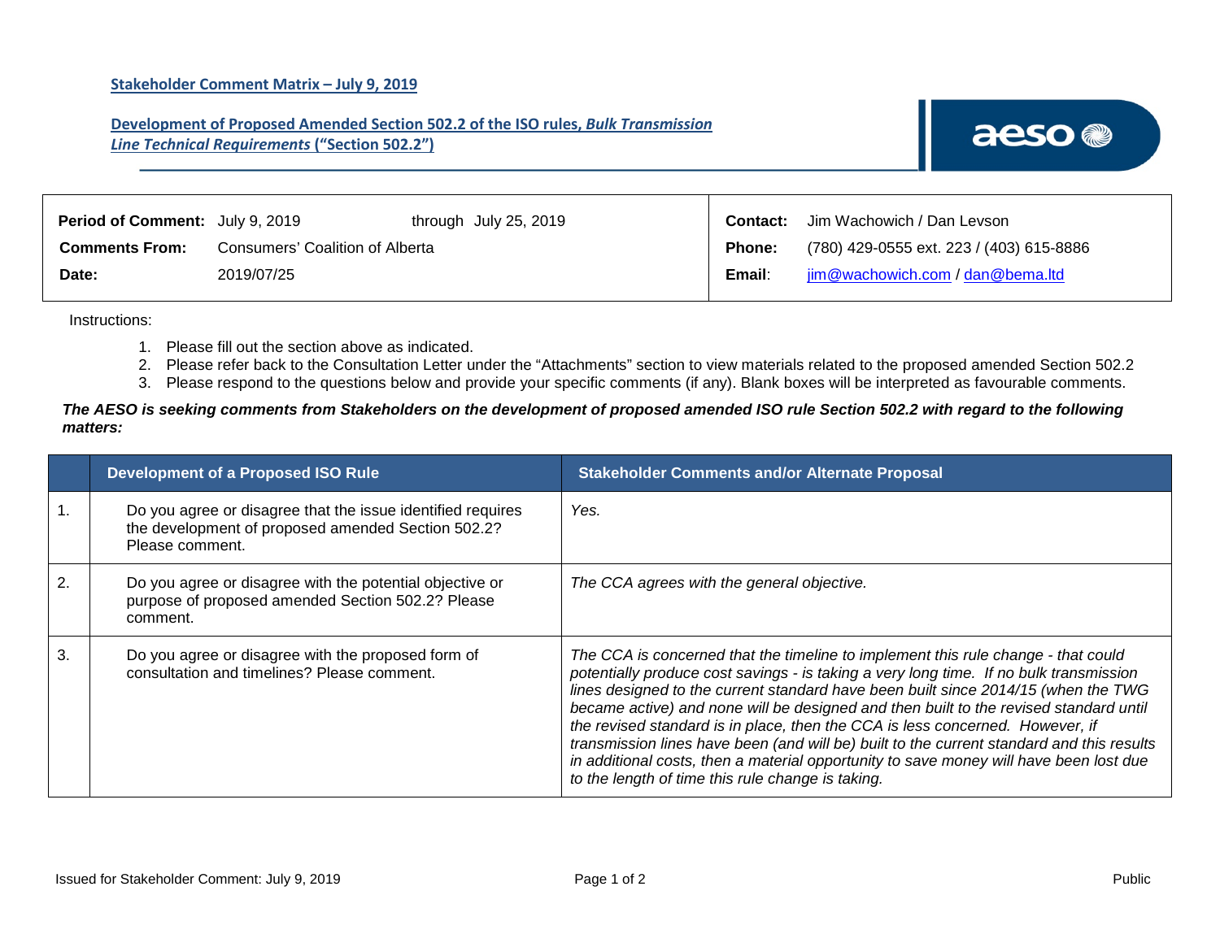**Stakeholder Comment Matrix – July 9, 2019**

**Development of Proposed Amended Section 502.2 of the ISO rules, *Bulk Transmission Line Technical Requirements* ("Section 502.2")**

| | | | | |
|---|---|---|---|---|
| **Period of Comment:** | July 9, 2019 | through July 25, 2019 | **Contact:** | Jim Wachowich / Dan Levson |
| **Comments From:** | Consumers' Coalition of Alberta | | **Phone:** | (780) 429-0555 ext. 223 / (403) 615-8886 |
| **Date:** | 2019/07/25 | | **Email:** | jim@wachowich.com / dan@bema.ltd |

Instructions:

1. Please fill out the section above as indicated.
2. Please refer back to the Consultation Letter under the "Attachments" section to view materials related to the proposed amended Section 502.2
3. Please respond to the questions below and provide your specific comments (if any). Blank boxes will be interpreted as favourable comments.

***The AESO is seeking comments from Stakeholders on the development of proposed amended ISO rule Section 502.2 with regard to the following matters:***

| | Development of a Proposed ISO Rule | Stakeholder Comments and/or Alternate Proposal |
|---|---|---|
| 1. | Do you agree or disagree that the issue identified requires the development of proposed amended Section 502.2? Please comment. | *Yes.* |
| 2. | Do you agree or disagree with the potential objective or purpose of proposed amended Section 502.2? Please comment. | *The CCA agrees with the general objective.* |
| 3. | Do you agree or disagree with the proposed form of consultation and timelines? Please comment. | *The CCA is concerned that the timeline to implement this rule change - that could potentially produce cost savings - is taking a very long time. If no bulk transmission lines designed to the current standard have been built since 2014/15 (when the TWG became active) and none will be designed and then built to the revised standard until the revised standard is in place, then the CCA is less concerned. However, if transmission lines have been (and will be) built to the current standard and this results in additional costs, then a material opportunity to save money will have been lost due to the length of time this rule change is taking.* |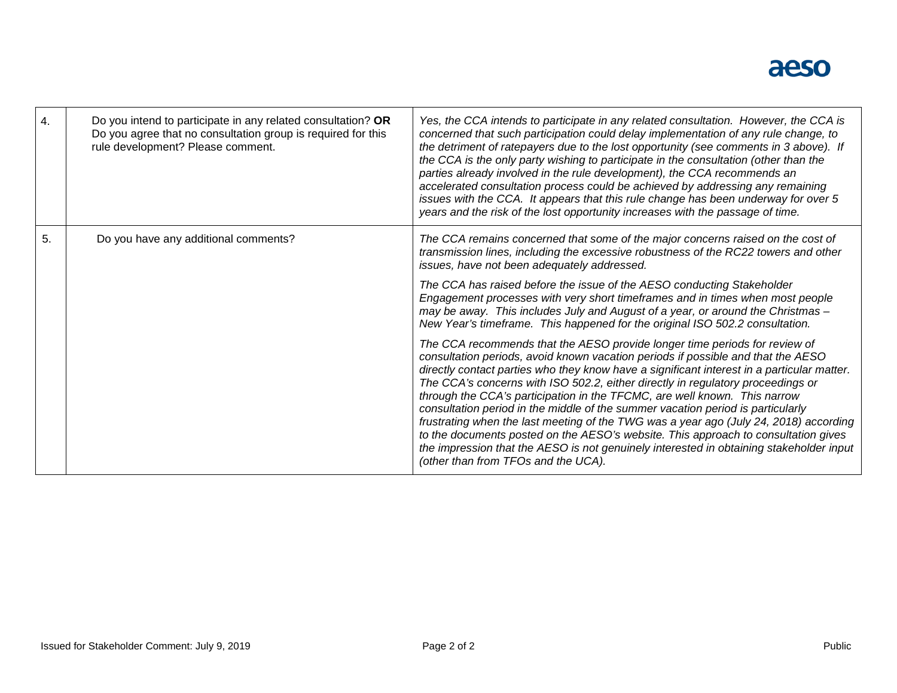| | | |
|---|---|---|
| 4. | Do you intend to participate in any related consultation? **OR** Do you agree that no consultation group is required for this rule development? Please comment. | *Yes, the CCA intends to participate in any related consultation. However, the CCA is concerned that such participation could delay implementation of any rule change, to the detriment of ratepayers due to the lost opportunity (see comments in 3 above). If the CCA is the only party wishing to participate in the consultation (other than the parties already involved in the rule development), the CCA recommends an accelerated consultation process could be achieved by addressing any remaining issues with the CCA. It appears that this rule change has been underway for over 5 years and the risk of the lost opportunity increases with the passage of time.* |
| 5. | Do you have any additional comments? | *The CCA remains concerned that some of the major concerns raised on the cost of transmission lines, including the excessive robustness of the RC22 towers and other issues, have not been adequately addressed.*<br><br>*The CCA has raised before the issue of the AESO conducting Stakeholder Engagement processes with very short timeframes and in times when most people may be away. This includes July and August of a year, or around the Christmas – New Year's timeframe. This happened for the original ISO 502.2 consultation.*<br><br>*The CCA recommends that the AESO provide longer time periods for review of consultation periods, avoid known vacation periods if possible and that the AESO directly contact parties who they know have a significant interest in a particular matter. The CCA's concerns with ISO 502.2, either directly in regulatory proceedings or through the CCA's participation in the TFCMC, are well known. This narrow consultation period in the middle of the summer vacation period is particularly frustrating when the last meeting of the TWG was a year ago (July 24, 2018) according to the documents posted on the AESO's website. This approach to consultation gives the impression that the AESO is not genuinely interested in obtaining stakeholder input (other than from TFOs and the UCA).* |